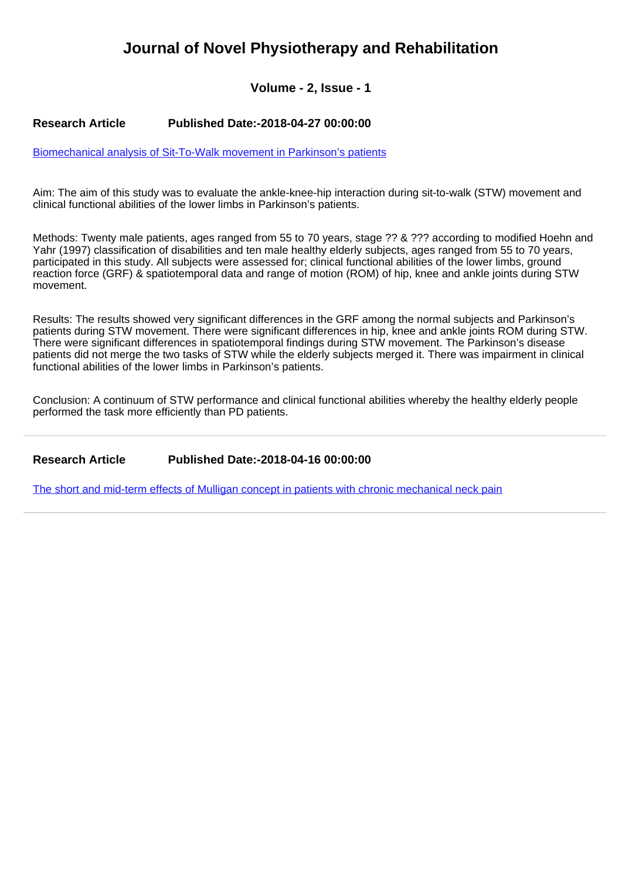# Journal of Novel Physiotherapy and Rehabilitation

### Volume - 2, Issue - 1

**Research Article** **Published Date:-2018-04-27 00:00:00**

[Biomechanical analysis of Sit-To-Walk movement in Parkinson's patients]

Aim: The aim of this study was to evaluate the ankle-knee-hip interaction during sit-to-walk (STW) movement and clinical functional abilities of the lower limbs in Parkinson's patients.

Methods: Twenty male patients, ages ranged from 55 to 70 years, stage ?? & ??? according to modified Hoehn and Yahr (1997) classification of disabilities and ten male healthy elderly subjects, ages ranged from 55 to 70 years, participated in this study. All subjects were assessed for; clinical functional abilities of the lower limbs, ground reaction force (GRF) & spatiotemporal data and range of motion (ROM) of hip, knee and ankle joints during STW movement.

Results: The results showed very significant differences in the GRF among the normal subjects and Parkinson's patients during STW movement. There were significant differences in hip, knee and ankle joints ROM during STW. There were significant differences in spatiotemporal findings during STW movement. The Parkinson's disease patients did not merge the two tasks of STW while the elderly subjects merged it. There was impairment in clinical functional abilities of the lower limbs in Parkinson's patients.

Conclusion: A continuum of STW performance and clinical functional abilities whereby the healthy elderly people performed the task more efficiently than PD patients.

---

**Research Article** **Published Date:-2018-04-16 00:00:00**

[The short and mid-term effects of Mulligan concept in patients with chronic mechanical neck pain]

---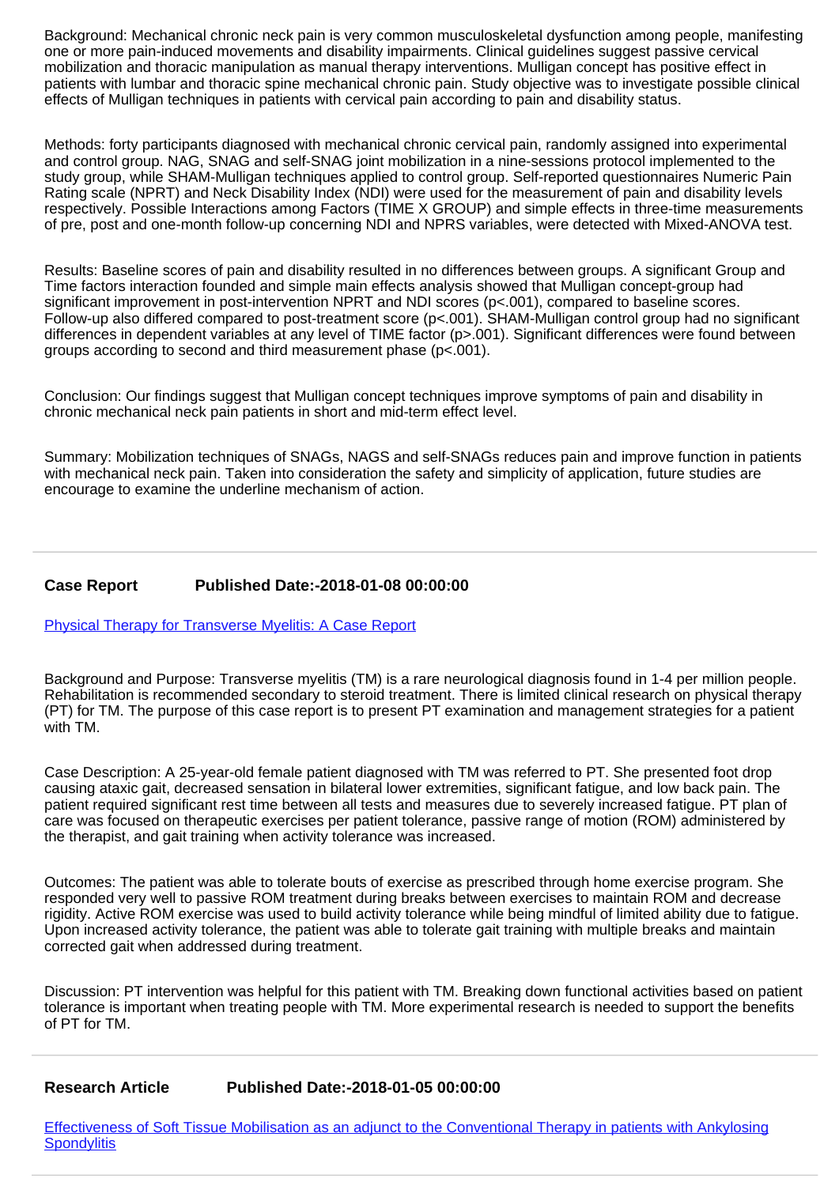Background: Mechanical chronic neck pain is very common musculoskeletal dysfunction among people, manifesting one or more pain-induced movements and disability impairments. Clinical guidelines suggest passive cervical mobilization and thoracic manipulation as manual therapy interventions. Mulligan concept has positive effect in patients with lumbar and thoracic spine mechanical chronic pain. Study objective was to investigate possible clinical effects of Mulligan techniques in patients with cervical pain according to pain and disability status.

Methods: forty participants diagnosed with mechanical chronic cervical pain, randomly assigned into experimental and control group. NAG, SNAG and self-SNAG joint mobilization in a nine-sessions protocol implemented to the study group, while SHAM-Mulligan techniques applied to control group. Self-reported questionnaires Numeric Pain Rating scale (NPRT) and Neck Disability Index (NDI) were used for the measurement of pain and disability levels respectively. Possible Interactions among Factors (TIME X GROUP) and simple effects in three-time measurements of pre, post and one-month follow-up concerning NDI and NPRS variables, were detected with Mixed-ANOVA test.

Results: Baseline scores of pain and disability resulted in no differences between groups. A significant Group and Time factors interaction founded and simple main effects analysis showed that Mulligan concept-group had significant improvement in post-intervention NPRT and NDI scores ($p<.001$), compared to baseline scores. Follow-up also differed compared to post-treatment score ($p<.001$). SHAM-Mulligan control group had no significant differences in dependent variables at any level of TIME factor ($p>.001$). Significant differences were found between groups according to second and third measurement phase ($p<.001$).

Conclusion: Our findings suggest that Mulligan concept techniques improve symptoms of pain and disability in chronic mechanical neck pain patients in short and mid-term effect level.

Summary: Mobilization techniques of SNAGs, NAGS and self-SNAGs reduces pain and improve function in patients with mechanical neck pain. Taken into consideration the safety and simplicity of application, future studies are encourage to examine the underline mechanism of action.

**Case Report** **Published Date:-2018-01-08 00:00:00**

Physical Therapy for Transverse Myelitis: A Case Report

Background and Purpose: Transverse myelitis (TM) is a rare neurological diagnosis found in 1-4 per million people. Rehabilitation is recommended secondary to steroid treatment. There is limited clinical research on physical therapy (PT) for TM. The purpose of this case report is to present PT examination and management strategies for a patient with TM.

Case Description: A 25-year-old female patient diagnosed with TM was referred to PT. She presented foot drop causing ataxic gait, decreased sensation in bilateral lower extremities, significant fatigue, and low back pain. The patient required significant rest time between all tests and measures due to severely increased fatigue. PT plan of care was focused on therapeutic exercises per patient tolerance, passive range of motion (ROM) administered by the therapist, and gait training when activity tolerance was increased.

Outcomes: The patient was able to tolerate bouts of exercise as prescribed through home exercise program. She responded very well to passive ROM treatment during breaks between exercises to maintain ROM and decrease rigidity. Active ROM exercise was used to build activity tolerance while being mindful of limited ability due to fatigue. Upon increased activity tolerance, the patient was able to tolerate gait training with multiple breaks and maintain corrected gait when addressed during treatment.

Discussion: PT intervention was helpful for this patient with TM. Breaking down functional activities based on patient tolerance is important when treating people with TM. More experimental research is needed to support the benefits of PT for TM.

**Research Article** **Published Date:-2018-01-05 00:00:00**

Effectiveness of Soft Tissue Mobilisation as an adjunct to the Conventional Therapy in patients with Ankylosing Spondylitis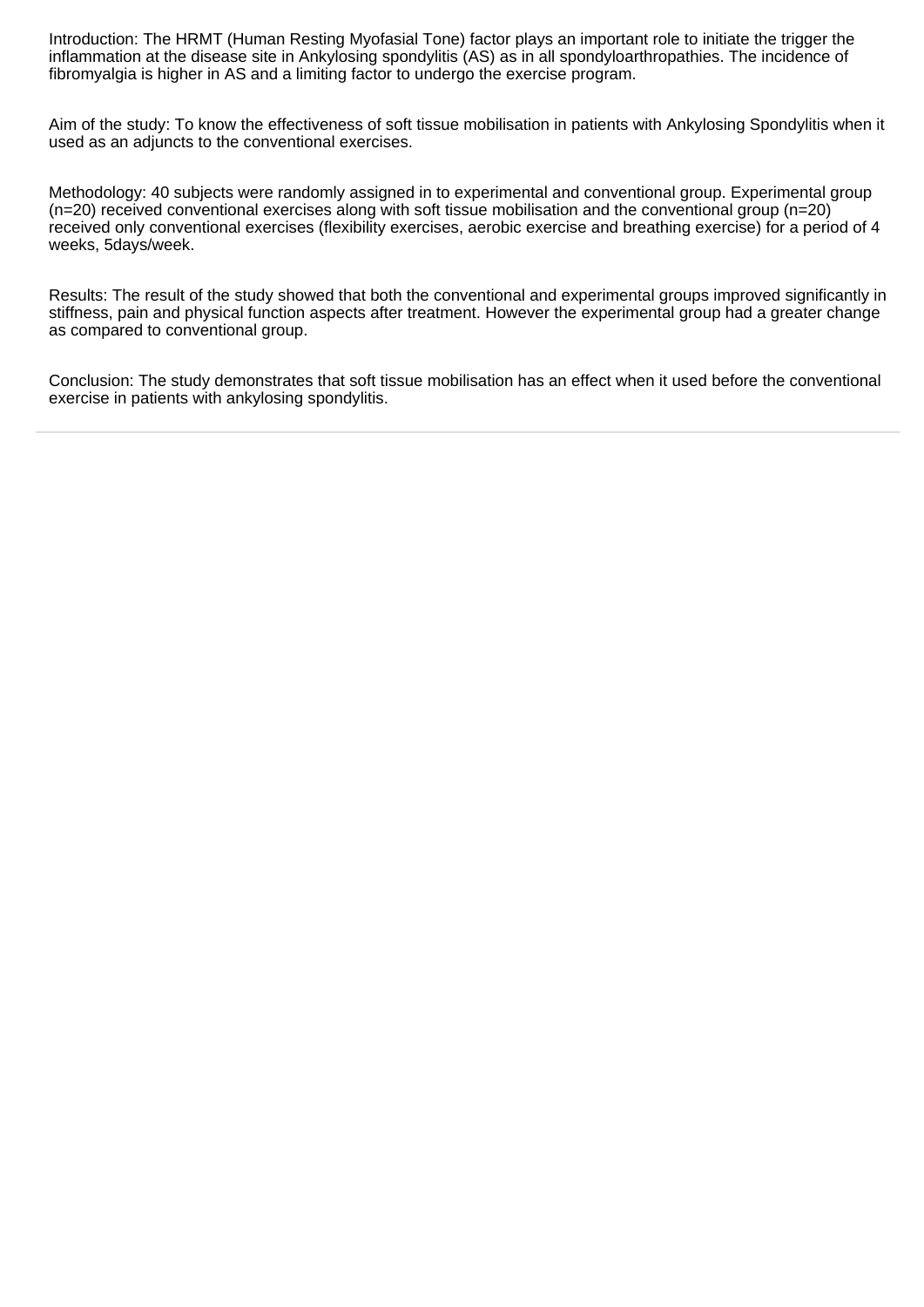Introduction: The HRMT (Human Resting Myofasial Tone) factor plays an important role to initiate the trigger the inflammation at the disease site in Ankylosing spondylitis (AS) as in all spondyloarthropathies. The incidence of fibromyalgia is higher in AS and a limiting factor to undergo the exercise program.

Aim of the study: To know the effectiveness of soft tissue mobilisation in patients with Ankylosing Spondylitis when it used as an adjuncts to the conventional exercises.

Methodology: 40 subjects were randomly assigned in to experimental and conventional group. Experimental group (n=20) received conventional exercises along with soft tissue mobilisation and the conventional group (n=20) received only conventional exercises (flexibility exercises, aerobic exercise and breathing exercise) for a period of 4 weeks, 5days/week.

Results: The result of the study showed that both the conventional and experimental groups improved significantly in stiffness, pain and physical function aspects after treatment. However the experimental group had a greater change as compared to conventional group.

Conclusion: The study demonstrates that soft tissue mobilisation has an effect when it used before the conventional exercise in patients with ankylosing spondylitis.